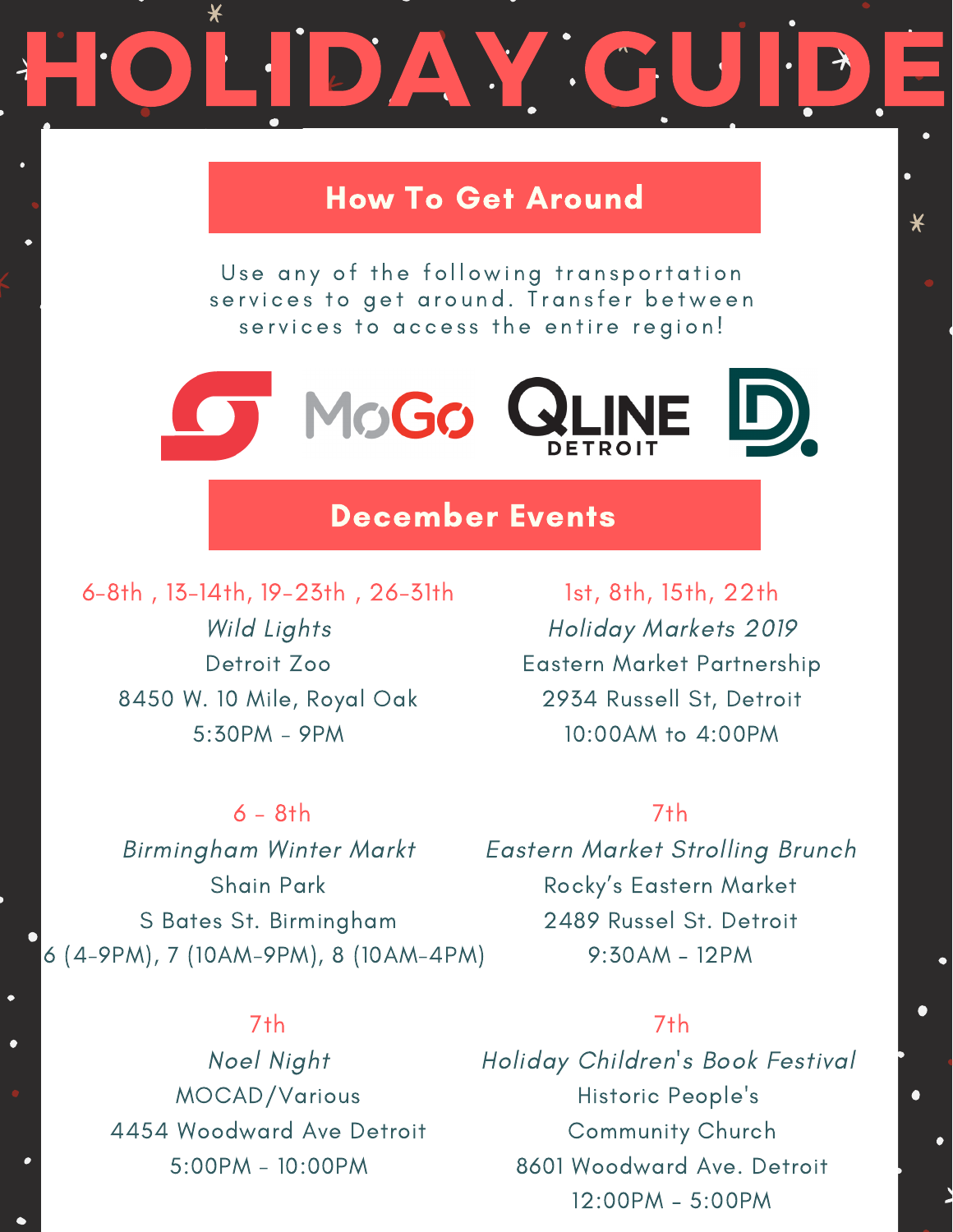# HOLIDAY GUIDE

## How To Get Around

Use any of the following transportation services to get around. Transfer between services to access the entire region!

MoGo QLINE DETROIT

## December Events

6-8th , 13-14th, 19-23th , 26-31th
*Wild Lights*
Detroit Zoo
8450 W. 10 Mile, Royal Oak
5:30PM - 9PM

1st, 8th, 15th, 22th
*Holiday Markets 2019*
Eastern Market Partnership
2934 Russell St, Detroit
10:00AM to 4:00PM

6 - 8th
*Birmingham Winter Markt*
Shain Park
S Bates St. Birmingham
6 (4-9PM), 7 (10AM-9PM), 8 (10AM-4PM)

7th
*Eastern Market Strolling Brunch*
Rocky's Eastern Market
2489 Russel St. Detroit
9:30AM - 12PM

7th
*Noel Night*
MOCAD/Various
4454 Woodward Ave Detroit
5:00PM - 10:00PM

7th
*Holiday Children's Book Festival*
Historic People's
Community Church
8601 Woodward Ave. Detroit
12:00PM - 5:00PM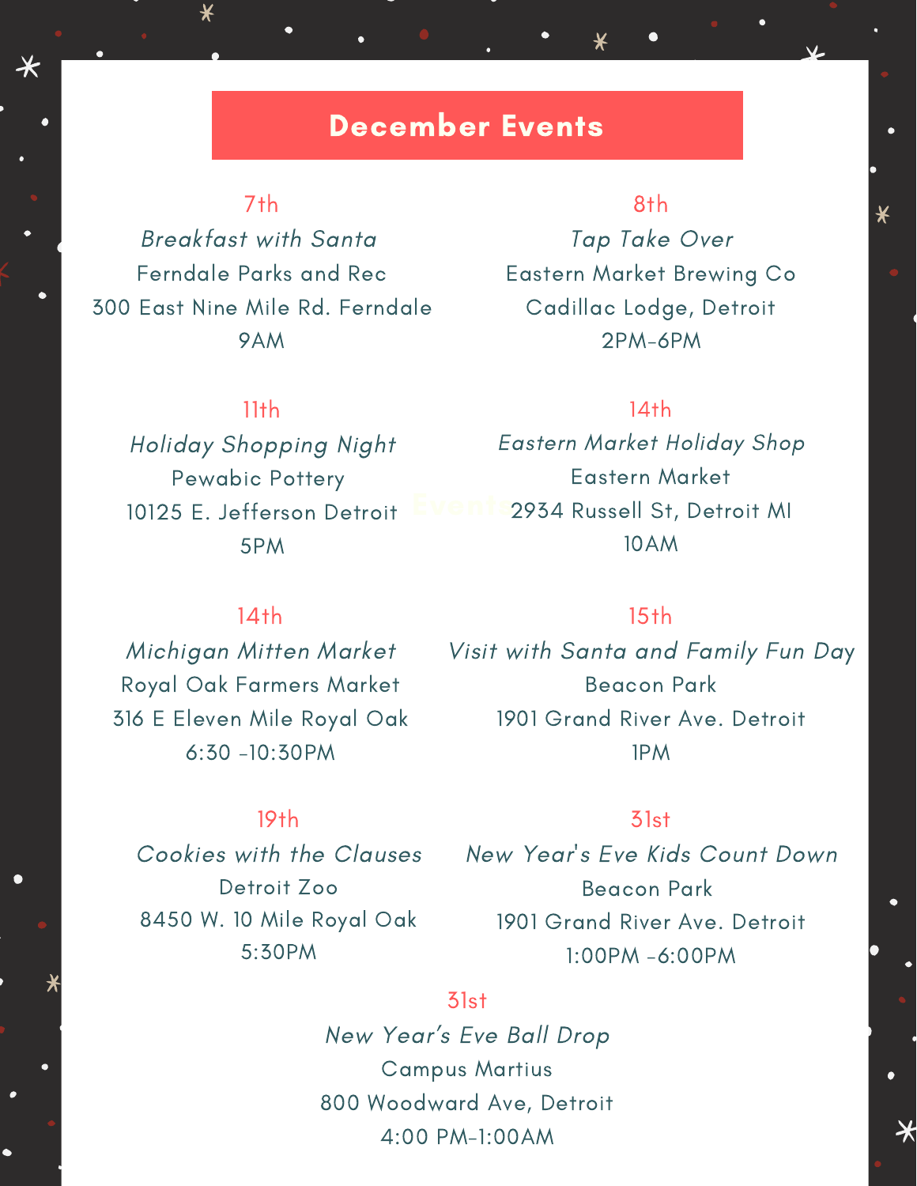# December Events

7th
*Breakfast with Santa*
Ferndale Parks and Rec
300 East Nine Mile Rd. Ferndale
9AM

8th
*Tap Take Over*
Eastern Market Brewing Co
Cadillac Lodge, Detroit
2PM-6PM

11th
*Holiday Shopping Night*
Pewabic Pottery
10125 E. Jefferson Detroit
5PM

14th
*Eastern Market Holiday Shop*
Eastern Market
2934 Russell St, Detroit MI
10AM

14th
*Michigan Mitten Market*
Royal Oak Farmers Market
316 E Eleven Mile Royal Oak
6:30 -10:30PM

15th
*Visit with Santa and Family Fun Day*
Beacon Park
1901 Grand River Ave. Detroit
1PM

19th
*Cookies with the Clauses*
Detroit Zoo
8450 W. 10 Mile Royal Oak
5:30PM

31st
*New Year's Eve Kids Count Down*
Beacon Park
1901 Grand River Ave. Detroit
1:00PM -6:00PM

31st
*New Year's Eve Ball Drop*
Campus Martius
800 Woodward Ave, Detroit
4:00 PM-1:00AM